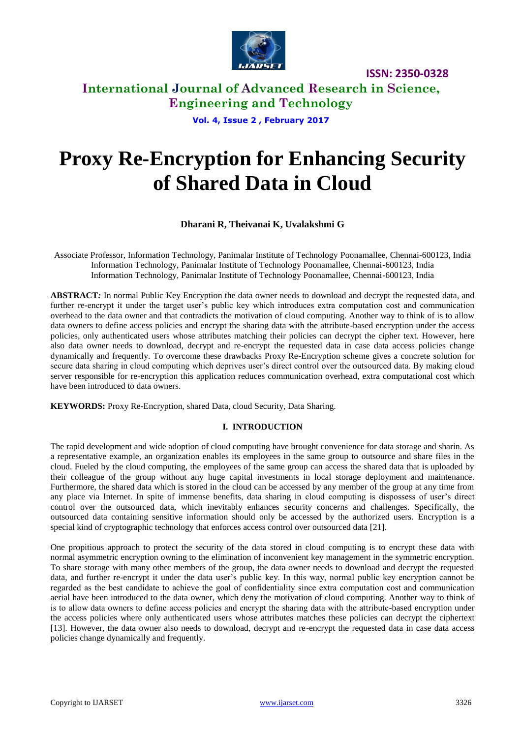# Proxy Re-Encryption for Enhancing Security of Shared Data in Cloud

**Dharani R, Theivanai K, Uvalakshmi G**

Associate Professor, Information Technology, Panimalar Institute of Technology Poonamallee, Chennai-600123, India
Information Technology, Panimalar Institute of Technology Poonamallee, Chennai-600123, India
Information Technology, Panimalar Institute of Technology Poonamallee, Chennai-600123, India

**ABSTRACT*:*** In normal Public Key Encryption the data owner needs to download and decrypt the requested data, and further re-encrypt it under the target user's public key which introduces extra computation cost and communication overhead to the data owner and that contradicts the motivation of cloud computing. Another way to think of is to allow data owners to define access policies and encrypt the sharing data with the attribute-based encryption under the access policies, only authenticated users whose attributes matching their policies can decrypt the cipher text. However, here also data owner needs to download, decrypt and re-encrypt the requested data in case data access policies change dynamically and frequently. To overcome these drawbacks Proxy Re-Encryption scheme gives a concrete solution for secure data sharing in cloud computing which deprives user's direct control over the outsourced data. By making cloud server responsible for re-encryption this application reduces communication overhead, extra computational cost which have been introduced to data owners.

**KEYWORDS:** Proxy Re-Encryption, shared Data, cloud Security, Data Sharing.

## I. INTRODUCTION

The rapid development and wide adoption of cloud computing have brought convenience for data storage and sharin. As a representative example, an organization enables its employees in the same group to outsource and share files in the cloud. Fueled by the cloud computing, the employees of the same group can access the shared data that is uploaded by their colleague of the group without any huge capital investments in local storage deployment and maintenance. Furthermore, the shared data which is stored in the cloud can be accessed by any member of the group at any time from any place via Internet. In spite of immense benefits, data sharing in cloud computing is dispossess of user's direct control over the outsourced data, which inevitably enhances security concerns and challenges. Specifically, the outsourced data containing sensitive information should only be accessed by the authorized users. Encryption is a special kind of cryptographic technology that enforces access control over outsourced data [21].

One propitious approach to protect the security of the data stored in cloud computing is to encrypt these data with normal asymmetric encryption owning to the elimination of inconvenient key management in the symmetric encryption. To share storage with many other members of the group, the data owner needs to download and decrypt the requested data, and further re-encrypt it under the data user's public key. In this way, normal public key encryption cannot be regarded as the best candidate to achieve the goal of confidentiality since extra computation cost and communication aerial have been introduced to the data owner, which deny the motivation of cloud computing. Another way to think of is to allow data owners to define access policies and encrypt the sharing data with the attribute-based encryption under the access policies where only authenticated users whose attributes matches these policies can decrypt the ciphertext [13]. However, the data owner also needs to download, decrypt and re-encrypt the requested data in case data access policies change dynamically and frequently.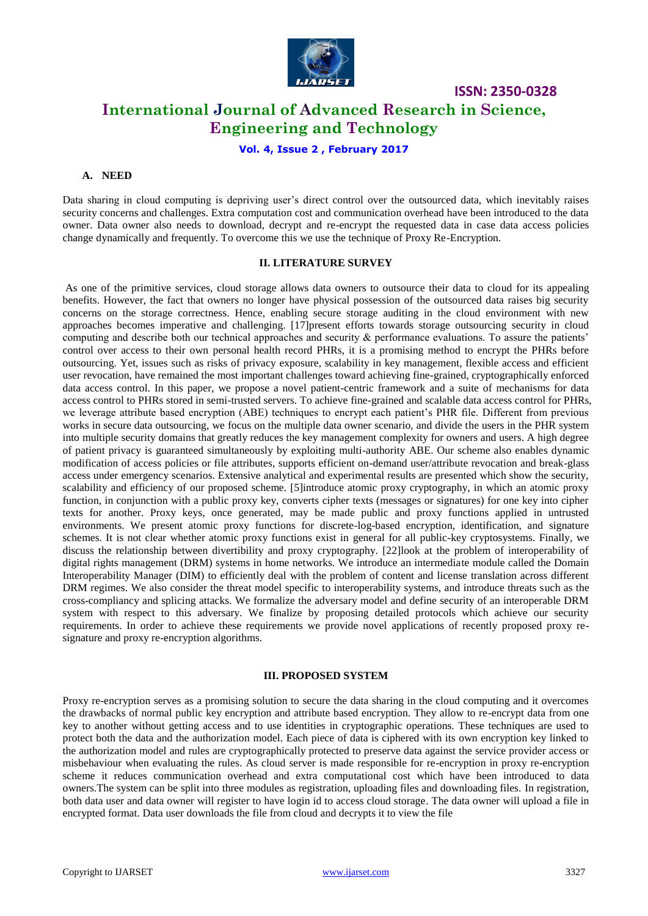### A. NEED

Data sharing in cloud computing is depriving user's direct control over the outsourced data, which inevitably raises security concerns and challenges. Extra computation cost and communication overhead have been introduced to the data owner. Data owner also needs to download, decrypt and re-encrypt the requested data in case data access policies change dynamically and frequently. To overcome this we use the technique of Proxy Re-Encryption.

## II. LITERATURE SURVEY

As one of the primitive services, cloud storage allows data owners to outsource their data to cloud for its appealing benefits. However, the fact that owners no longer have physical possession of the outsourced data raises big security concerns on the storage correctness. Hence, enabling secure storage auditing in the cloud environment with new approaches becomes imperative and challenging. [17]present efforts towards storage outsourcing security in cloud computing and describe both our technical approaches and security & performance evaluations. To assure the patients' control over access to their own personal health record PHRs, it is a promising method to encrypt the PHRs before outsourcing. Yet, issues such as risks of privacy exposure, scalability in key management, flexible access and efficient user revocation, have remained the most important challenges toward achieving fine-grained, cryptographically enforced data access control. In this paper, we propose a novel patient-centric framework and a suite of mechanisms for data access control to PHRs stored in semi-trusted servers. To achieve fine-grained and scalable data access control for PHRs, we leverage attribute based encryption (ABE) techniques to encrypt each patient's PHR file. Different from previous works in secure data outsourcing, we focus on the multiple data owner scenario, and divide the users in the PHR system into multiple security domains that greatly reduces the key management complexity for owners and users. A high degree of patient privacy is guaranteed simultaneously by exploiting multi-authority ABE. Our scheme also enables dynamic modification of access policies or file attributes, supports efficient on-demand user/attribute revocation and break-glass access under emergency scenarios. Extensive analytical and experimental results are presented which show the security, scalability and efficiency of our proposed scheme. [5]introduce atomic proxy cryptography, in which an atomic proxy function, in conjunction with a public proxy key, converts cipher texts (messages or signatures) for one key into cipher texts for another. Proxy keys, once generated, may be made public and proxy functions applied in untrusted environments. We present atomic proxy functions for discrete-log-based encryption, identification, and signature schemes. It is not clear whether atomic proxy functions exist in general for all public-key cryptosystems. Finally, we discuss the relationship between divertibility and proxy cryptography. [22]look at the problem of interoperability of digital rights management (DRM) systems in home networks. We introduce an intermediate module called the Domain Interoperability Manager (DIM) to efficiently deal with the problem of content and license translation across different DRM regimes. We also consider the threat model specific to interoperability systems, and introduce threats such as the cross-compliancy and splicing attacks. We formalize the adversary model and define security of an interoperable DRM system with respect to this adversary. We finalize by proposing detailed protocols which achieve our security requirements. In order to achieve these requirements we provide novel applications of recently proposed proxy re-signature and proxy re-encryption algorithms.

## III. PROPOSED SYSTEM

Proxy re-encryption serves as a promising solution to secure the data sharing in the cloud computing and it overcomes the drawbacks of normal public key encryption and attribute based encryption. They allow to re-encrypt data from one key to another without getting access and to use identities in cryptographic operations. These techniques are used to protect both the data and the authorization model. Each piece of data is ciphered with its own encryption key linked to the authorization model and rules are cryptographically protected to preserve data against the service provider access or misbehaviour when evaluating the rules. As cloud server is made responsible for re-encryption in proxy re-encryption scheme it reduces communication overhead and extra computational cost which have been introduced to data owners.The system can be split into three modules as registration, uploading files and downloading files. In registration, both data user and data owner will register to have login id to access cloud storage. The data owner will upload a file in encrypted format. Data user downloads the file from cloud and decrypts it to view the file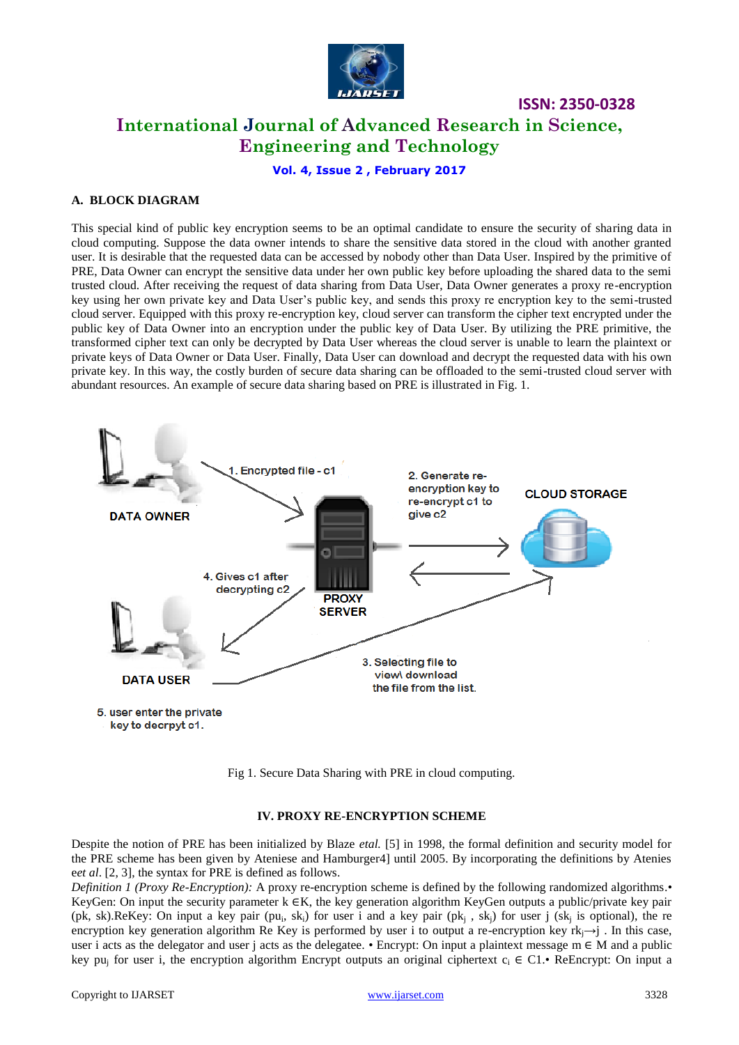### A. BLOCK DIAGRAM

This special kind of public key encryption seems to be an optimal candidate to ensure the security of sharing data in cloud computing. Suppose the data owner intends to share the sensitive data stored in the cloud with another granted user. It is desirable that the requested data can be accessed by nobody other than Data User. Inspired by the primitive of PRE, Data Owner can encrypt the sensitive data under her own public key before uploading the shared data to the semi trusted cloud. After receiving the request of data sharing from Data User, Data Owner generates a proxy re-encryption key using her own private key and Data User's public key, and sends this proxy re encryption key to the semi-trusted cloud server. Equipped with this proxy re-encryption key, cloud server can transform the cipher text encrypted under the public key of Data Owner into an encryption under the public key of Data User. By utilizing the PRE primitive, the transformed cipher text can only be decrypted by Data User whereas the cloud server is unable to learn the plaintext or private keys of Data Owner or Data User. Finally, Data User can download and decrypt the requested data with his own private key. In this way, the costly burden of secure data sharing can be offloaded to the semi-trusted cloud server with abundant resources. An example of secure data sharing based on PRE is illustrated in Fig. 1.

Fig 1. Secure Data Sharing with PRE in cloud computing.

## IV. PROXY RE-ENCRYPTION SCHEME

Despite the notion of PRE has been initialized by Blaze *etal.* [5] in 1998, the formal definition and security model for the PRE scheme has been given by Ateniese and Hamburger4] until 2005. By incorporating the definitions by Atenies e*et al*. [2, 3], the syntax for PRE is defined as follows.

*Definition 1 (Proxy Re-Encryption):* A proxy re-encryption scheme is defined by the following randomized algorithms.• KeyGen: On input the security parameter k ∈K, the key generation algorithm KeyGen outputs a public/private key pair (pk, sk).ReKey: On input a key pair ($pu_i$, $sk_i$) for user i and a key pair ($pk_j$ , $sk_j$) for user j ($sk_j$ is optional), the re encryption key generation algorithm Re Key is performed by user i to output a re-encryption key $rk_j \rightarrow j$ . In this case, user i acts as the delegator and user j acts as the delegatee. • Encrypt: On input a plaintext message m ∈ M and a public key $pu_j$ for user i, the encryption algorithm Encrypt outputs an original ciphertext $c_i$ ∈ C1.• ReEncrypt: On input a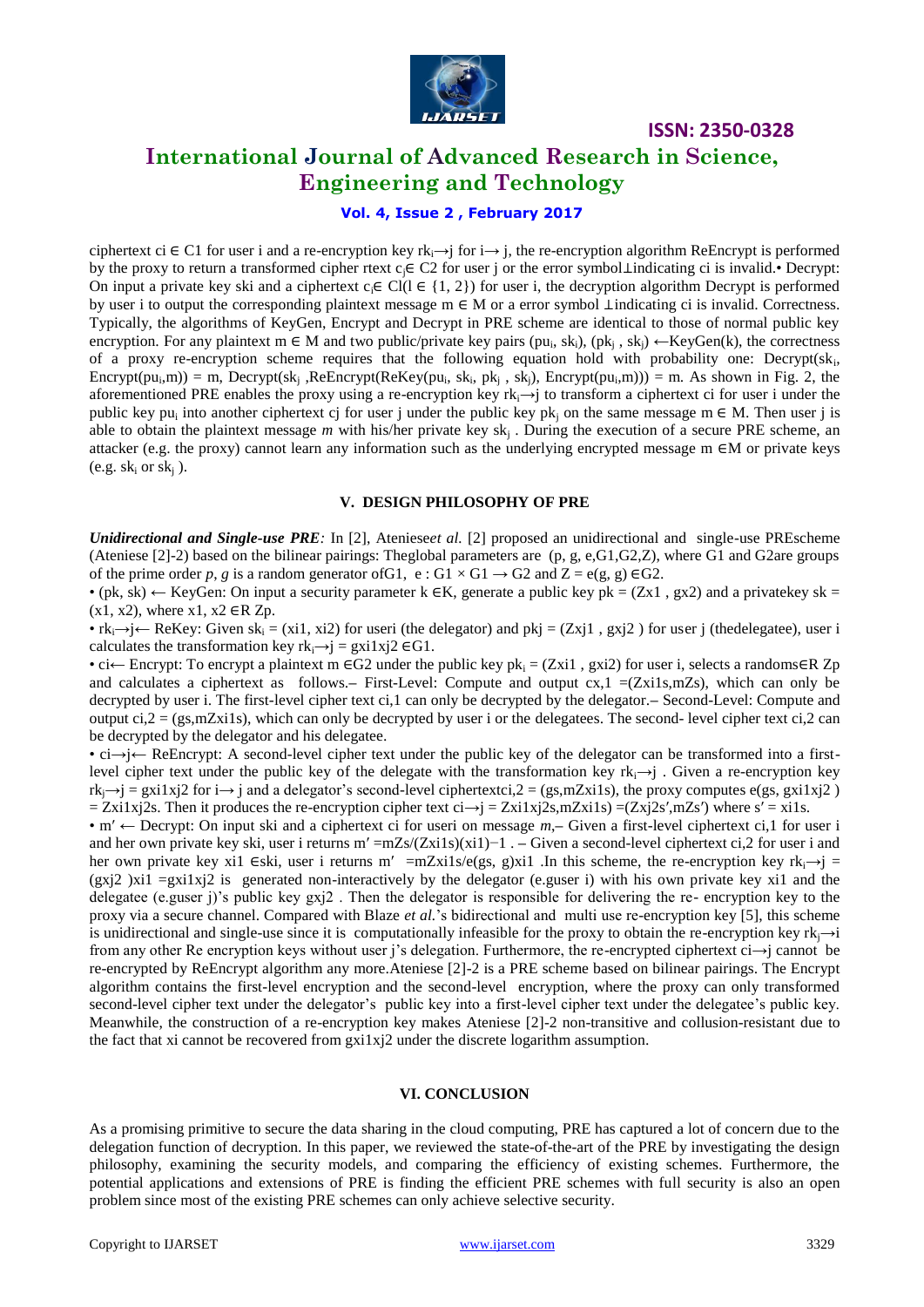ciphertext $c_i \in C1$ for user i and a re-encryption key $rk_i \rightarrow j$ for $i \rightarrow j$, the re-encryption algorithm ReEncrypt is performed by the proxy to return a transformed cipher rtext $c_j \in C2$ for user j or the error symbol⊥indicating ci is invalid.• Decrypt: On input a private key ski and a ciphertext $c_i \in Cl(l \in \{1, 2\})$ for user i, the decryption algorithm Decrypt is performed by user i to output the corresponding plaintext message $m \in M$ or a error symbol ⊥indicating ci is invalid. Correctness. Typically, the algorithms of KeyGen, Encrypt and Decrypt in PRE scheme are identical to those of normal public key encryption. For any plaintext $m \in M$ and two public/private key pairs $(pu_i, sk_i)$, $(pk_j, sk_j) \leftarrow KeyGen(k)$, the correctness of a proxy re-encryption scheme requires that the following equation hold with probability one: $Decrypt(sk_i, Encrypt(pu_i,m)) = m$, $Decrypt(sk_j, ReEncrypt(ReKey(pu_i, sk_i, pk_j, sk_j), Encrypt(pu_i,m))) = m$. As shown in Fig. 2, the aforementioned PRE enables the proxy using a re-encryption key $rk_i \rightarrow j$ to transform a ciphertext ci for user i under the public key $pu_i$ into another ciphertext cj for user j under the public key $pk_j$ on the same message $m \in M$. Then user j is able to obtain the plaintext message *m* with his/her private key $sk_j$. During the execution of a secure PRE scheme, an attacker (e.g. the proxy) cannot learn any information such as the underlying encrypted message $m \in M$ or private keys (e.g. $sk_i$ or $sk_j$).

## V. DESIGN PHILOSOPHY OF PRE

***Unidirectional and Single-use PRE:*** In [2], Ateniese*et al.* [2] proposed an unidirectional and single-use PREscheme (Ateniese [2]-2) based on the bilinear pairings: Theglobal parameters are $(p, g, e, G1, G2, Z)$, where G1 and G2are groups of the prime order *p*, *g* is a random generator ofG1, $e : G1 \times G1 \rightarrow G2$ and $Z = e(g, g) \in G2$.

• $(pk, sk) \leftarrow$ KeyGen: On input a security parameter $k \in K$, generate a public key $pk = (Zx1, gx2)$ and a privatekey $sk = (x1, x2)$, where $x1, x2 \in R\ Zp$.

• $rk_i \rightarrow j \leftarrow$ ReKey: Given $sk_i = (xi1, xi2)$ for useri (the delegator) and $pkj = (Zxj1, gxj2)$ for user j (thedelegatee), user i calculates the transformation key $rk_i \rightarrow j = gxi1xj2 \in G1$.

• $ci \leftarrow$ Encrypt: To encrypt a plaintext $m \in G2$ under the public key $pk_i = (Zxi1, gxi2)$ for user i, selects a randoms$\in$R Zp and calculates a ciphertext as follows.– First-Level: Compute and output $cx,1 = (Zxi1s, mZs)$, which can only be decrypted by user i. The first-level cipher text ci,1 can only be decrypted by the delegator.– Second-Level: Compute and output $ci,2 = (gs, mZxi1s)$, which can only be decrypted by user i or the delegatees. The second- level cipher text ci,2 can be decrypted by the delegator and his delegatee.

• $ci \rightarrow j \leftarrow$ ReEncrypt: A second-level cipher text under the public key of the delegator can be transformed into a first-level cipher text under the public key of the delegate with the transformation key $rk_i \rightarrow j$. Given a re-encryption key $rk_j \rightarrow j = gxi1xj2$ for $i \rightarrow j$ and a delegator's second-level ciphertext$ci,2 = (gs, mZxi1s)$, the proxy computes $e(gs, gxi1xj2) = Zxi1xj2s$. Then it produces the re-encryption cipher text $ci \rightarrow j = Zxi1xj2s, mZxi1s) = (Zxj2s', mZs')$ where $s' = xi1s$.

• $m' \leftarrow$ Decrypt: On input ski and a ciphertext ci for useri on message *m*,– Given a first-level ciphertext ci,1 for user i and her own private key ski, user i returns $m' = mZs/(Zxi1s)(xi1)^{-1}$ . – Given a second-level ciphertext ci,2 for user i and her own private key $xi1 \in ski$, user i returns $m' = mZxi1s/e(gs, g)xi1$ .In this scheme, the re-encryption key $rk_i \rightarrow j = (gxj2)xi1 = gxi1xj2$ is generated non-interactively by the delegator (e.guser i) with his own private key xi1 and the delegatee (e.guser j)'s public key gxj2 . Then the delegator is responsible for delivering the re- encryption key to the proxy via a secure channel. Compared with Blaze *et al.*'s bidirectional and multi use re-encryption key [5], this scheme is unidirectional and single-use since it is computationally infeasible for the proxy to obtain the re-encryption key $rk_j \rightarrow i$ from any other Re encryption keys without user j's delegation. Furthermore, the re-encrypted ciphertext $ci \rightarrow j$ cannot be re-encrypted by ReEncrypt algorithm any more.Ateniese [2]-2 is a PRE scheme based on bilinear pairings. The Encrypt algorithm contains the first-level encryption and the second-level encryption, where the proxy can only transformed second-level cipher text under the delegator's public key into a first-level cipher text under the delegatee's public key. Meanwhile, the construction of a re-encryption key makes Ateniese [2]-2 non-transitive and collusion-resistant due to the fact that xi cannot be recovered from gxi1xj2 under the discrete logarithm assumption.

## VI. CONCLUSION

As a promising primitive to secure the data sharing in the cloud computing, PRE has captured a lot of concern due to the delegation function of decryption. In this paper, we reviewed the state-of-the-art of the PRE by investigating the design philosophy, examining the security models, and comparing the efficiency of existing schemes. Furthermore, the potential applications and extensions of PRE is finding the efficient PRE schemes with full security is also an open problem since most of the existing PRE schemes can only achieve selective security.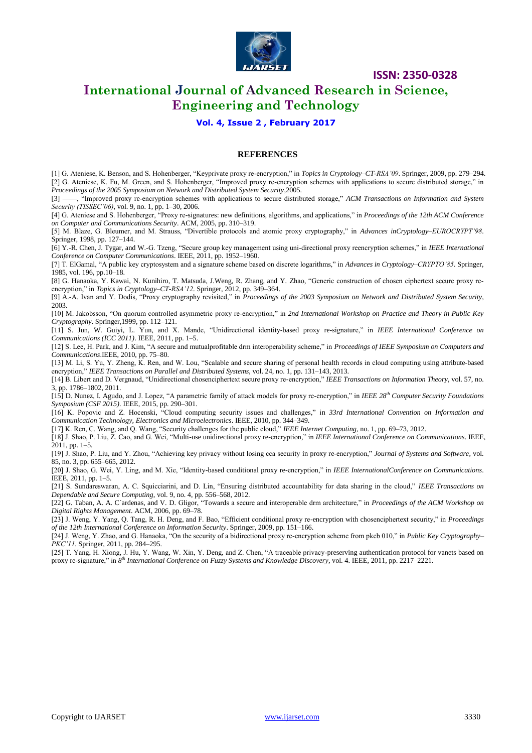## REFERENCES

[1] G. Ateniese, K. Benson, and S. Hohenberger, "Keyprivate proxy re-encryption," in *Topics in Cryptology–CT-RSA'09*. Springer, 2009, pp. 279–294.

[2] G. Ateniese, K. Fu, M. Green, and S. Hohenberger, "Improved proxy re-encryption schemes with applications to secure distributed storage," in *Proceedings of the 2005 Symposium on Network and Distributed System Security*,2005.

[3] ——, "Improved proxy re-encryption schemes with applications to secure distributed storage," *ACM Transactions on Information and System Security (TISSEC'06)*, vol. 9, no. 1, pp. 1–30, 2006.

[4] G. Ateniese and S. Hohenberger, "Proxy re-signatures: new definitions, algorithms, and applications," in *Proceedings of the 12th ACM Conference on Computer and Communications Security*. ACM, 2005, pp. 310–319.

[5] M. Blaze, G. Bleumer, and M. Strauss, "Divertible protocols and atomic proxy cryptography," in *Advances inCryptology–EUROCRYPT'98*. Springer, 1998, pp. 127–144.

[6] Y.-R. Chen, J. Tygar, and W.-G. Tzeng, "Secure group key management using uni-directional proxy reencryption schemes," in *IEEE International Conference on Computer Communications*. IEEE, 2011, pp. 1952–1960.

[7] T. ElGamal, "A public key cryptosystem and a signature scheme based on discrete logarithms," in *Advances in Cryptology–CRYPTO'85*. Springer, 1985, vol. 196, pp.10–18.

[8] G. Hanaoka, Y. Kawai, N. Kunihiro, T. Matsuda, J.Weng, R. Zhang, and Y. Zhao, "Generic construction of chosen ciphertext secure proxy re-encryption," in *Topics in Cryptology–CT-RSA'12*. Springer, 2012, pp. 349–364.

[9] A.-A. Ivan and Y. Dodis, "Proxy cryptography revisited," in *Proceedings of the 2003 Symposium on Network and Distributed System Security*, 2003.

[10] M. Jakobsson, "On quorum controlled asymmetric proxy re-encryption," in *2nd International Workshop on Practice and Theory in Public Key Cryptography*. Springer,1999, pp. 112–121.

[11] S. Jun, W. Guiyi, L. Yun, and X. Mande, "Unidirectional identity-based proxy re-signature," in *IEEE International Conference on Communications (ICC 2011)*. IEEE, 2011, pp. 1–5.

[12] S. Lee, H. Park, and J. Kim, "A secure and mutualprofitable drm interoperability scheme," in *Proceedings of IEEE Symposium on Computers and Communications*.IEEE, 2010, pp. 75–80.

[13] M. Li, S. Yu, Y. Zheng, K. Ren, and W. Lou, "Scalable and secure sharing of personal health records in cloud computing using attribute-based encryption," *IEEE Transactions on Parallel and Distributed Systems*, vol. 24, no. 1, pp. 131–143, 2013.

[14] B. Libert and D. Vergnaud, "Unidirectional chosenciphertext secure proxy re-encryption," *IEEE Transactions on Information Theory*, vol. 57, no. 3, pp. 1786–1802, 2011.

[15] D. Nunez, I. Agudo, and J. Lopez, "A parametric family of attack models for proxy re-encryption," in *IEEE 28th Computer Security Foundations Symposium (CSF 2015)*. IEEE, 2015, pp. 290–301.

[16] K. Popovic and Z. Hocenski, "Cloud computing security issues and challenges," in *33rd International Convention on Information and Communication Technology, Electronics and Microelectronics*. IEEE, 2010, pp. 344–349.

[17] K. Ren, C. Wang, and Q. Wang, "Security challenges for the public cloud," *IEEE Internet Computing*, no. 1, pp. 69–73, 2012.

[18] J. Shao, P. Liu, Z. Cao, and G. Wei, "Multi-use unidirectional proxy re-encryption," in *IEEE International Conference on Communications*. IEEE, 2011, pp. 1–5.

[19] J. Shao, P. Liu, and Y. Zhou, "Achieving key privacy without losing cca security in proxy re-encryption," *Journal of Systems and Software*, vol. 85, no. 3, pp. 655–665, 2012.

[20] J. Shao, G. Wei, Y. Ling, and M. Xie, "Identity-based conditional proxy re-encryption," in *IEEE InternationalConference on Communications*. IEEE, 2011, pp. 1–5.

[21] S. Sundareswaran, A. C. Squicciarini, and D. Lin, "Ensuring distributed accountability for data sharing in the cloud," *IEEE Transactions on Dependable and Secure Computing*, vol. 9, no. 4, pp. 556–568, 2012.

[22] G. Taban, A. A. C´ardenas, and V. D. Gligor, "Towards a secure and interoperable drm architecture," in *Proceedings of the ACM Workshop on Digital Rights Management*. ACM, 2006, pp. 69–78.

[23] J. Weng, Y. Yang, Q. Tang, R. H. Deng, and F. Bao, "Efficient conditional proxy re-encryption with chosenciphertext security," in *Proceedings of the 12th International Conference on Information Security*. Springer, 2009, pp. 151–166.

[24] J. Weng, Y. Zhao, and G. Hanaoka, "On the security of a bidirectional proxy re-encryption scheme from pkcb 010," in *Public Key Cryptography–PKC'11*. Springer, 2011, pp. 284–295.

[25] T. Yang, H. Xiong, J. Hu, Y. Wang, W. Xin, Y. Deng, and Z. Chen, "A traceable privacy-preserving authentication protocol for vanets based on proxy re-signature," in *8th International Conference on Fuzzy Systems and Knowledge Discovery*, vol. 4. IEEE, 2011, pp. 2217–2221.